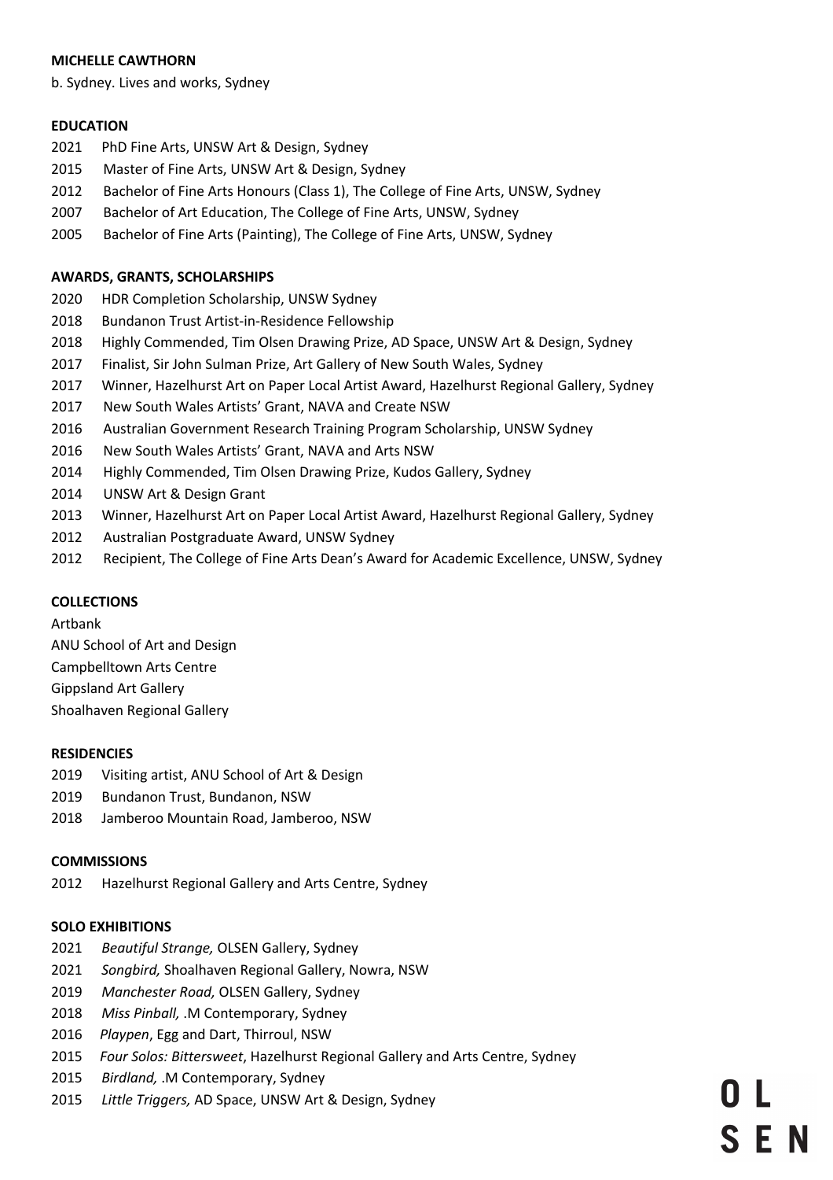**MICHELLE CAWTHORN**

b. Sydney. Lives and works, Sydney

**EDUCATION**

2021 PhD Fine Arts, UNSW Art & Design, Sydney
2015 Master of Fine Arts, UNSW Art & Design, Sydney
2012 Bachelor of Fine Arts Honours (Class 1), The College of Fine Arts, UNSW, Sydney
2007 Bachelor of Art Education, The College of Fine Arts, UNSW, Sydney
2005 Bachelor of Fine Arts (Painting), The College of Fine Arts, UNSW, Sydney

**AWARDS, GRANTS, SCHOLARSHIPS**

2020 HDR Completion Scholarship, UNSW Sydney
2018 Bundanon Trust Artist-in-Residence Fellowship
2018 Highly Commended, Tim Olsen Drawing Prize, AD Space, UNSW Art & Design, Sydney
2017 Finalist, Sir John Sulman Prize, Art Gallery of New South Wales, Sydney
2017 Winner, Hazelhurst Art on Paper Local Artist Award, Hazelhurst Regional Gallery, Sydney
2017 New South Wales Artists' Grant, NAVA and Create NSW
2016 Australian Government Research Training Program Scholarship, UNSW Sydney
2016 New South Wales Artists' Grant, NAVA and Arts NSW
2014 Highly Commended, Tim Olsen Drawing Prize, Kudos Gallery, Sydney
2014 UNSW Art & Design Grant
2013 Winner, Hazelhurst Art on Paper Local Artist Award, Hazelhurst Regional Gallery, Sydney
2012 Australian Postgraduate Award, UNSW Sydney
2012 Recipient, The College of Fine Arts Dean's Award for Academic Excellence, UNSW, Sydney

**COLLECTIONS**

Artbank
ANU School of Art and Design
Campbelltown Arts Centre
Gippsland Art Gallery
Shoalhaven Regional Gallery

**RESIDENCIES**

2019 Visiting artist, ANU School of Art & Design
2019 Bundanon Trust, Bundanon, NSW
2018 Jamberoo Mountain Road, Jamberoo, NSW

**COMMISSIONS**

2012 Hazelhurst Regional Gallery and Arts Centre, Sydney

**SOLO EXHIBITIONS**

2021 *Beautiful Strange,* OLSEN Gallery, Sydney
2021 *Songbird,* Shoalhaven Regional Gallery, Nowra, NSW
2019 *Manchester Road,* OLSEN Gallery, Sydney
2018 *Miss Pinball,* .M Contemporary, Sydney
2016 *Playpen*, Egg and Dart, Thirroul, NSW
2015 *Four Solos: Bittersweet*, Hazelhurst Regional Gallery and Arts Centre, Sydney
2015 *Birdland,* .M Contemporary, Sydney
2015 *Little Triggers,* AD Space, UNSW Art & Design, Sydney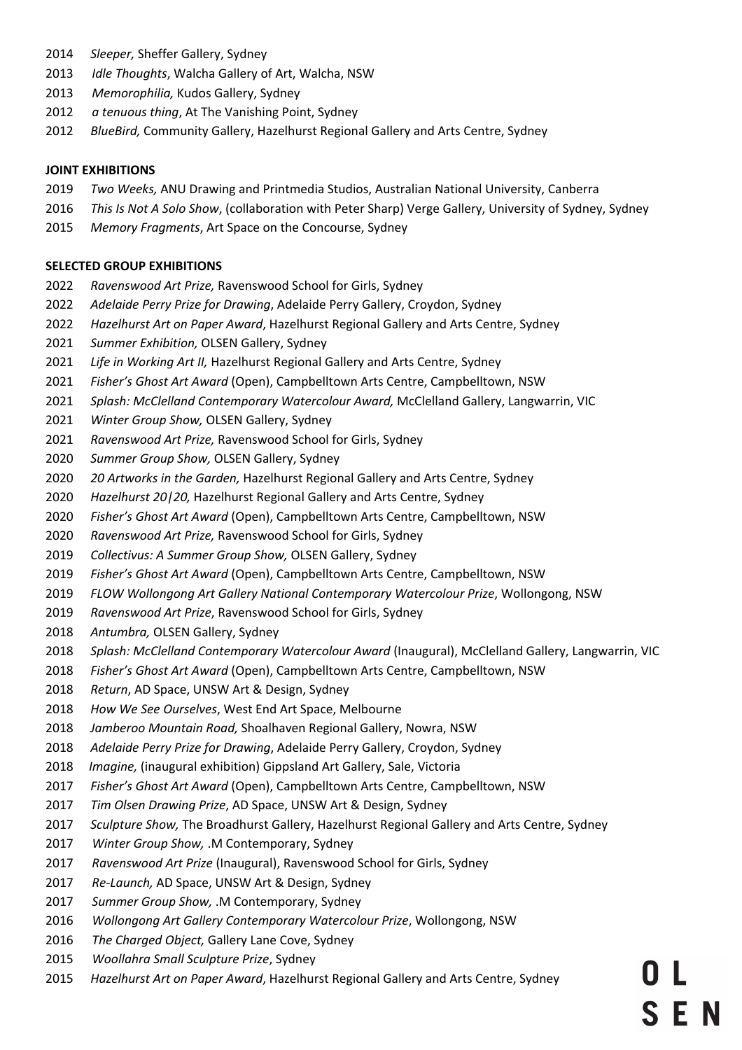2014 *Sleeper,* Sheffer Gallery, Sydney
2013 *Idle Thoughts*, Walcha Gallery of Art, Walcha, NSW
2013 *Memorophilia,* Kudos Gallery, Sydney
2012 *a tenuous thing*, At The Vanishing Point, Sydney
2012 *BlueBird,* Community Gallery, Hazelhurst Regional Gallery and Arts Centre, Sydney

**JOINT EXHIBITIONS**

2019 *Two Weeks,* ANU Drawing and Printmedia Studios, Australian National University, Canberra
2016 *This Is Not A Solo Show*, (collaboration with Peter Sharp) Verge Gallery, University of Sydney, Sydney
2015 *Memory Fragments*, Art Space on the Concourse, Sydney

**SELECTED GROUP EXHIBITIONS**

2022 *Ravenswood Art Prize,* Ravenswood School for Girls, Sydney
2022 *Adelaide Perry Prize for Drawing*, Adelaide Perry Gallery, Croydon, Sydney
2022 *Hazelhurst Art on Paper Award*, Hazelhurst Regional Gallery and Arts Centre, Sydney
2021 *Summer Exhibition,* OLSEN Gallery, Sydney
2021 *Life in Working Art II,* Hazelhurst Regional Gallery and Arts Centre, Sydney
2021 *Fisher's Ghost Art Award* (Open), Campbelltown Arts Centre, Campbelltown, NSW
2021 *Splash: McClelland Contemporary Watercolour Award,* McClelland Gallery, Langwarrin, VIC
2021 *Winter Group Show,* OLSEN Gallery, Sydney
2021 *Ravenswood Art Prize,* Ravenswood School for Girls, Sydney
2020 *Summer Group Show,* OLSEN Gallery, Sydney
2020 *20 Artworks in the Garden,* Hazelhurst Regional Gallery and Arts Centre, Sydney
2020 *Hazelhurst 20|20,* Hazelhurst Regional Gallery and Arts Centre, Sydney
2020 *Fisher's Ghost Art Award* (Open), Campbelltown Arts Centre, Campbelltown, NSW
2020 *Ravenswood Art Prize,* Ravenswood School for Girls, Sydney
2019 *Collectivus: A Summer Group Show,* OLSEN Gallery, Sydney
2019 *Fisher's Ghost Art Award* (Open), Campbelltown Arts Centre, Campbelltown, NSW
2019 *FLOW Wollongong Art Gallery National Contemporary Watercolour Prize*, Wollongong, NSW
2019 *Ravenswood Art Prize*, Ravenswood School for Girls, Sydney
2018 *Antumbra,* OLSEN Gallery, Sydney
2018 *Splash: McClelland Contemporary Watercolour Award* (Inaugural), McClelland Gallery, Langwarrin, VIC
2018 *Fisher's Ghost Art Award* (Open), Campbelltown Arts Centre, Campbelltown, NSW
2018 *Return*, AD Space, UNSW Art & Design, Sydney
2018 *How We See Ourselves*, West End Art Space, Melbourne
2018 *Jamberoo Mountain Road,* Shoalhaven Regional Gallery, Nowra, NSW
2018 *Adelaide Perry Prize for Drawing*, Adelaide Perry Gallery, Croydon, Sydney
2018 *Imagine,* (inaugural exhibition) Gippsland Art Gallery, Sale, Victoria
2017 *Fisher's Ghost Art Award* (Open), Campbelltown Arts Centre, Campbelltown, NSW
2017 *Tim Olsen Drawing Prize*, AD Space, UNSW Art & Design, Sydney
2017 *Sculpture Show,* The Broadhurst Gallery, Hazelhurst Regional Gallery and Arts Centre, Sydney
2017 *Winter Group Show,* .M Contemporary, Sydney
2017 *Ravenswood Art Prize* (Inaugural), Ravenswood School for Girls, Sydney
2017 *Re-Launch,* AD Space, UNSW Art & Design, Sydney
2017 *Summer Group Show,* .M Contemporary, Sydney
2016 *Wollongong Art Gallery Contemporary Watercolour Prize*, Wollongong, NSW
2016 *The Charged Object,* Gallery Lane Cove, Sydney
2015 *Woollahra Small Sculpture Prize*, Sydney
2015 *Hazelhurst Art on Paper Award*, Hazelhurst Regional Gallery and Arts Centre, Sydney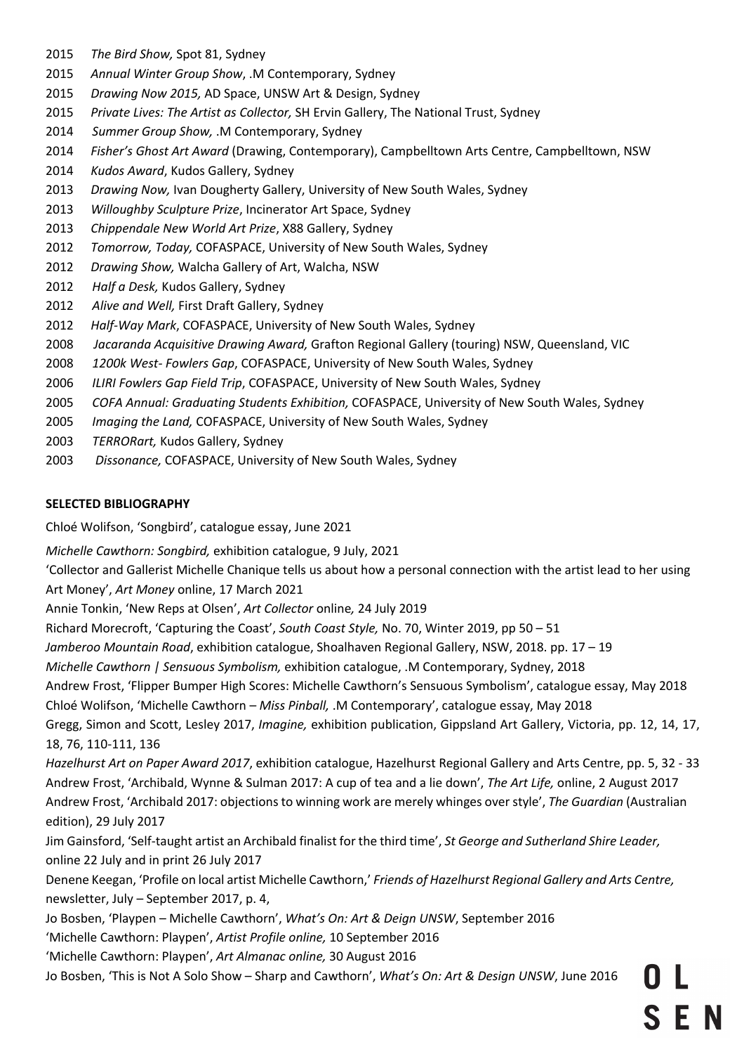2015 *The Bird Show,* Spot 81, Sydney
2015 *Annual Winter Group Show*, .M Contemporary, Sydney
2015 *Drawing Now 2015,* AD Space, UNSW Art & Design, Sydney
2015 *Private Lives: The Artist as Collector,* SH Ervin Gallery, The National Trust, Sydney
2014 *Summer Group Show,* .M Contemporary, Sydney
2014 *Fisher's Ghost Art Award* (Drawing, Contemporary), Campbelltown Arts Centre, Campbelltown, NSW
2014 *Kudos Award*, Kudos Gallery, Sydney
2013 *Drawing Now,* Ivan Dougherty Gallery, University of New South Wales, Sydney
2013 *Willoughby Sculpture Prize*, Incinerator Art Space, Sydney
2013 *Chippendale New World Art Prize*, X88 Gallery, Sydney
2012 *Tomorrow, Today,* COFASPACE, University of New South Wales, Sydney
2012 *Drawing Show,* Walcha Gallery of Art, Walcha, NSW
2012 *Half a Desk,* Kudos Gallery, Sydney
2012 *Alive and Well,* First Draft Gallery, Sydney
2012 *Half-Way Mark*, COFASPACE, University of New South Wales, Sydney
2008 *Jacaranda Acquisitive Drawing Award,* Grafton Regional Gallery (touring) NSW, Queensland, VIC
2008 *1200k West- Fowlers Gap*, COFASPACE, University of New South Wales, Sydney
2006 *ILIRI Fowlers Gap Field Trip*, COFASPACE, University of New South Wales, Sydney
2005 *COFA Annual: Graduating Students Exhibition,* COFASPACE, University of New South Wales, Sydney
2005 *Imaging the Land,* COFASPACE, University of New South Wales, Sydney
2003 *TERRORart,* Kudos Gallery, Sydney
2003 *Dissonance,* COFASPACE, University of New South Wales, Sydney

**SELECTED BIBLIOGRAPHY**

Chloé Wolifson, 'Songbird', catalogue essay, June 2021

*Michelle Cawthorn: Songbird,* exhibition catalogue, 9 July, 2021

'Collector and Gallerist Michelle Chanique tells us about how a personal connection with the artist lead to her using Art Money', *Art Money* online, 17 March 2021

Annie Tonkin, 'New Reps at Olsen', *Art Collector* online*,* 24 July 2019

Richard Morecroft, 'Capturing the Coast', *South Coast Style,* No. 70, Winter 2019, pp 50 – 51

*Jamberoo Mountain Road*, exhibition catalogue, Shoalhaven Regional Gallery, NSW, 2018. pp. 17 – 19

*Michelle Cawthorn | Sensuous Symbolism,* exhibition catalogue, .M Contemporary, Sydney, 2018

Andrew Frost, 'Flipper Bumper High Scores: Michelle Cawthorn's Sensuous Symbolism', catalogue essay, May 2018

Chloé Wolifson, 'Michelle Cawthorn – *Miss Pinball,* .M Contemporary', catalogue essay, May 2018

Gregg, Simon and Scott, Lesley 2017, *Imagine,* exhibition publication, Gippsland Art Gallery, Victoria, pp. 12, 14, 17, 18, 76, 110-111, 136

*Hazelhurst Art on Paper Award 2017*, exhibition catalogue, Hazelhurst Regional Gallery and Arts Centre, pp. 5, 32 - 33

Andrew Frost, 'Archibald, Wynne & Sulman 2017: A cup of tea and a lie down', *The Art Life,* online, 2 August 2017

Andrew Frost, 'Archibald 2017: objections to winning work are merely whinges over style', *The Guardian* (Australian edition), 29 July 2017

Jim Gainsford, 'Self-taught artist an Archibald finalist for the third time', *St George and Sutherland Shire Leader,* online 22 July and in print 26 July 2017

Denene Keegan, 'Profile on local artist Michelle Cawthorn,' *Friends of Hazelhurst Regional Gallery and Arts Centre,* newsletter, July – September 2017, p. 4,

Jo Bosben, 'Playpen – Michelle Cawthorn', *What's On: Art & Deign UNSW*, September 2016

'Michelle Cawthorn: Playpen', *Artist Profile online,* 10 September 2016

'Michelle Cawthorn: Playpen', *Art Almanac online,* 30 August 2016

Jo Bosben, 'This is Not A Solo Show – Sharp and Cawthorn', *What's On: Art & Design UNSW*, June 2016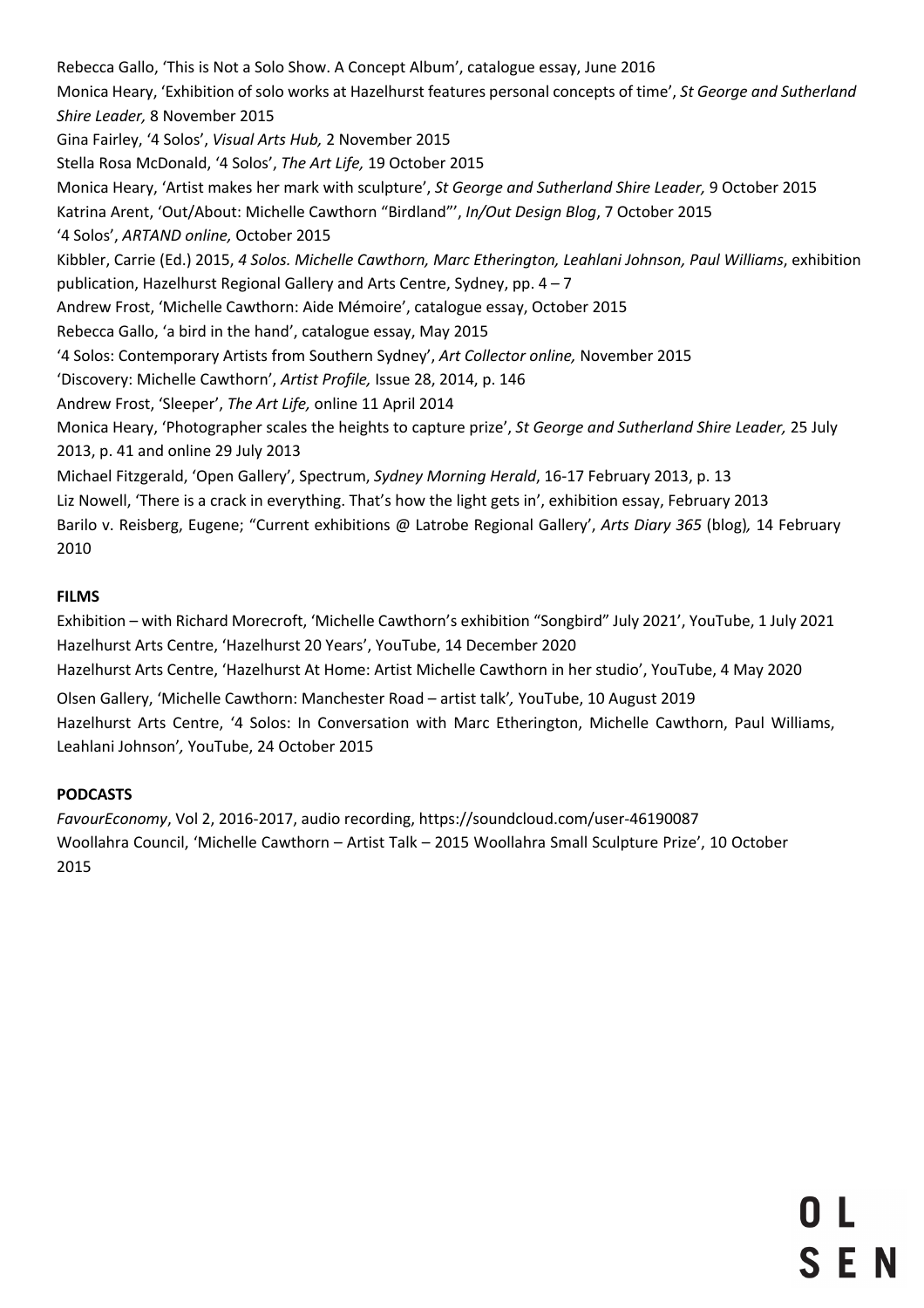Rebecca Gallo, 'This is Not a Solo Show. A Concept Album', catalogue essay, June 2016

Monica Heary, 'Exhibition of solo works at Hazelhurst features personal concepts of time', *St George and Sutherland Shire Leader,* 8 November 2015

Gina Fairley, '4 Solos', *Visual Arts Hub,* 2 November 2015

Stella Rosa McDonald, '4 Solos', *The Art Life,* 19 October 2015

Monica Heary, 'Artist makes her mark with sculpture', *St George and Sutherland Shire Leader,* 9 October 2015

Katrina Arent, 'Out/About: Michelle Cawthorn "Birdland"', *In/Out Design Blog*, 7 October 2015

'4 Solos', *ARTAND online,* October 2015

Kibbler, Carrie (Ed.) 2015, *4 Solos. Michelle Cawthorn, Marc Etherington, Leahlani Johnson, Paul Williams*, exhibition publication, Hazelhurst Regional Gallery and Arts Centre, Sydney, pp. 4 – 7

Andrew Frost, 'Michelle Cawthorn: Aide Mémoire', catalogue essay, October 2015

Rebecca Gallo, 'a bird in the hand', catalogue essay, May 2015

'4 Solos: Contemporary Artists from Southern Sydney', *Art Collector online,* November 2015

'Discovery: Michelle Cawthorn', *Artist Profile,* Issue 28, 2014, p. 146

Andrew Frost, 'Sleeper', *The Art Life,* online 11 April 2014

Monica Heary, 'Photographer scales the heights to capture prize', *St George and Sutherland Shire Leader,* 25 July 2013, p. 41 and online 29 July 2013

Michael Fitzgerald, 'Open Gallery', Spectrum, *Sydney Morning Herald*, 16-17 February 2013, p. 13

Liz Nowell, 'There is a crack in everything. That's how the light gets in', exhibition essay, February 2013

Barilo v. Reisberg, Eugene; "Current exhibitions @ Latrobe Regional Gallery', *Arts Diary 365* (blog)*,* 14 February 2010

**FILMS**

Exhibition – with Richard Morecroft, 'Michelle Cawthorn's exhibition "Songbird" July 2021', YouTube, 1 July 2021

Hazelhurst Arts Centre, 'Hazelhurst 20 Years', YouTube, 14 December 2020

Hazelhurst Arts Centre, 'Hazelhurst At Home: Artist Michelle Cawthorn in her studio', YouTube, 4 May 2020

Olsen Gallery, 'Michelle Cawthorn: Manchester Road – artist talk', YouTube, 10 August 2019

Hazelhurst Arts Centre, '4 Solos: In Conversation with Marc Etherington, Michelle Cawthorn, Paul Williams, Leahlani Johnson', YouTube, 24 October 2015

**PODCASTS**

*FavourEconomy*, Vol 2, 2016-2017, audio recording, https://soundcloud.com/user-46190087

Woollahra Council, 'Michelle Cawthorn – Artist Talk – 2015 Woollahra Small Sculpture Prize', 10 October 2015